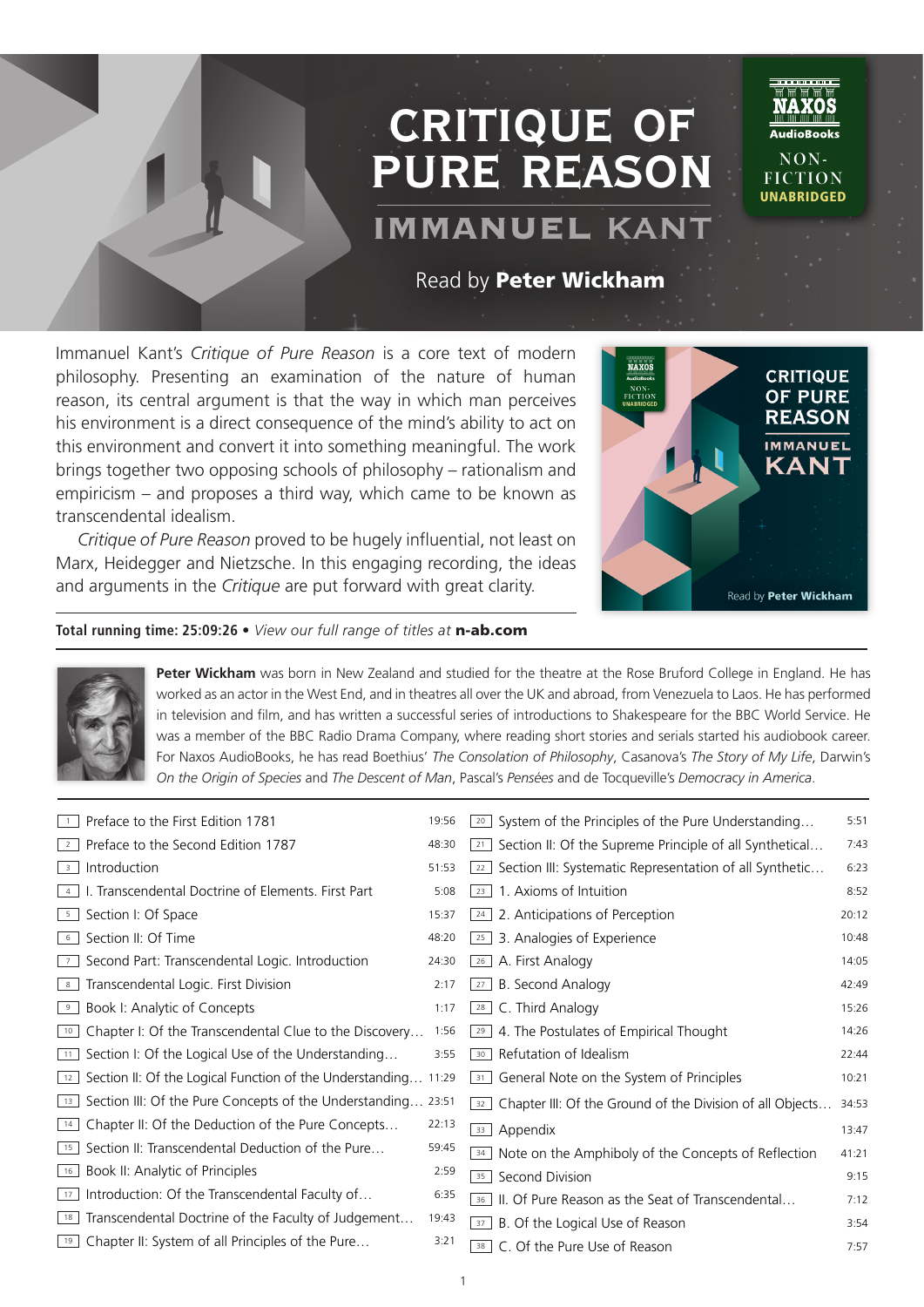# CRITIQUE OF PURE REASON

## IMMANUEL KANT

Read by **Peter Wickham**

NAXOS AudioBooks NON-FICTION UNABRIDGED

Immanuel Kant's *Critique of Pure Reason* is a core text of modern philosophy. Presenting an examination of the nature of human reason, its central argument is that the way in which man perceives his environment is a direct consequence of the mind's ability to act on this environment and convert it into something meaningful. The work brings together two opposing schools of philosophy – rationalism and empiricism – and proposes a third way, which came to be known as transcendental idealism.

*Critique of Pure Reason* proved to be hugely influential, not least on Marx, Heidegger and Nietzsche. In this engaging recording, the ideas and arguments in the *Critique* are put forward with great clarity.

**Total running time: 25:09:26** • *View our full range of titles at* **n-ab.com**

**Peter Wickham** was born in New Zealand and studied for the theatre at the Rose Bruford College in England. He has worked as an actor in the West End, and in theatres all over the UK and abroad, from Venezuela to Laos. He has performed in television and film, and has written a successful series of introductions to Shakespeare for the BBC World Service. He was a member of the BBC Radio Drama Company, where reading short stories and serials started his audiobook career. For Naxos AudioBooks, he has read Boethius' *The Consolation of Philosophy*, Casanova's *The Story of My Life*, Darwin's *On the Origin of Species* and *The Descent of Man*, Pascal's *Pensées* and de Tocqueville's *Democracy in America*.

| # | Track | Time |
|---|---|---|
| 1 | Preface to the First Edition 1781 | 19:56 |
| 2 | Preface to the Second Edition 1787 | 48:30 |
| 3 | Introduction | 51:53 |
| 4 | I. Transcendental Doctrine of Elements. First Part | 5:08 |
| 5 | Section I: Of Space | 15:37 |
| 6 | Section II: Of Time | 48:20 |
| 7 | Second Part: Transcendental Logic. Introduction | 24:30 |
| 8 | Transcendental Logic. First Division | 2:17 |
| 9 | Book I: Analytic of Concepts | 1:17 |
| 10 | Chapter I: Of the Transcendental Clue to the Discovery… | 1:56 |
| 11 | Section I: Of the Logical Use of the Understanding… | 3:55 |
| 12 | Section II: Of the Logical Function of the Understanding… | 11:29 |
| 13 | Section III: Of the Pure Concepts of the Understanding… | 23:51 |
| 14 | Chapter II: Of the Deduction of the Pure Concepts… | 22:13 |
| 15 | Section II: Transcendental Deduction of the Pure… | 59:45 |
| 16 | Book II: Analytic of Principles | 2:59 |
| 17 | Introduction: Of the Transcendental Faculty of… | 6:35 |
| 18 | Transcendental Doctrine of the Faculty of Judgement… | 19:43 |
| 19 | Chapter II: System of all Principles of the Pure… | 3:21 |
| 20 | System of the Principles of the Pure Understanding… | 5:51 |
| 21 | Section II: Of the Supreme Principle of all Synthetical… | 7:43 |
| 22 | Section III: Systematic Representation of all Synthetic… | 6:23 |
| 23 | 1. Axioms of Intuition | 8:52 |
| 24 | 2. Anticipations of Perception | 20:12 |
| 25 | 3. Analogies of Experience | 10:48 |
| 26 | A. First Analogy | 14:05 |
| 27 | B. Second Analogy | 42:49 |
| 28 | C. Third Analogy | 15:26 |
| 29 | 4. The Postulates of Empirical Thought | 14:26 |
| 30 | Refutation of Idealism | 22:44 |
| 31 | General Note on the System of Principles | 10:21 |
| 32 | Chapter III: Of the Ground of the Division of all Objects… | 34:53 |
| 33 | Appendix | 13:47 |
| 34 | Note on the Amphiboly of the Concepts of Reflection | 41:21 |
| 35 | Second Division | 9:15 |
| 36 | II. Of Pure Reason as the Seat of Transcendental… | 7:12 |
| 37 | B. Of the Logical Use of Reason | 3:54 |
| 38 | C. Of the Pure Use of Reason | 7:57 |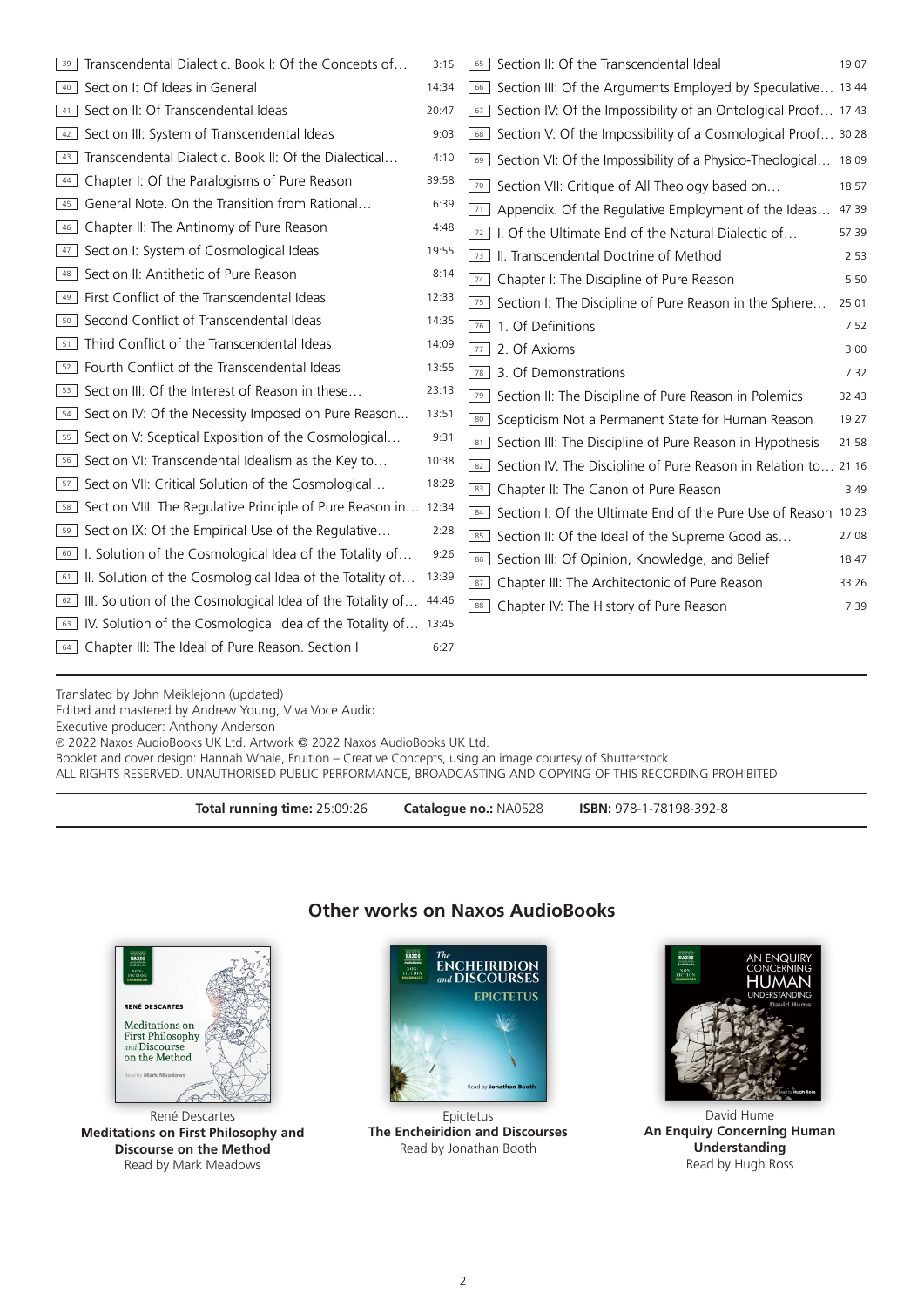| | | |
|---|---|---|
| 39 | Transcendental Dialectic. Book I: Of the Concepts of… | 3:15 |
| 40 | Section I: Of Ideas in General | 14:34 |
| 41 | Section II: Of Transcendental Ideas | 20:47 |
| 42 | Section III: System of Transcendental Ideas | 9:03 |
| 43 | Transcendental Dialectic. Book II: Of the Dialectical… | 4:10 |
| 44 | Chapter I: Of the Paralogisms of Pure Reason | 39:58 |
| 45 | General Note. On the Transition from Rational… | 6:39 |
| 46 | Chapter II: The Antinomy of Pure Reason | 4:48 |
| 47 | Section I: System of Cosmological Ideas | 19:55 |
| 48 | Section II: Antithetic of Pure Reason | 8:14 |
| 49 | First Conflict of the Transcendental Ideas | 12:33 |
| 50 | Second Conflict of Transcendental Ideas | 14:35 |
| 51 | Third Conflict of the Transcendental Ideas | 14:09 |
| 52 | Fourth Conflict of the Transcendental Ideas | 13:55 |
| 53 | Section III: Of the Interest of Reason in these… | 23:13 |
| 54 | Section IV: Of the Necessity Imposed on Pure Reason… | 13:51 |
| 55 | Section V: Sceptical Exposition of the Cosmological… | 9:31 |
| 56 | Section VI: Transcendental Idealism as the Key to… | 10:38 |
| 57 | Section VII: Critical Solution of the Cosmological… | 18:28 |
| 58 | Section VIII: The Regulative Principle of Pure Reason in… | 12:34 |
| 59 | Section IX: Of the Empirical Use of the Regulative… | 2:28 |
| 60 | I. Solution of the Cosmological Idea of the Totality of… | 9:26 |
| 61 | II. Solution of the Cosmological Idea of the Totality of… | 13:39 |
| 62 | III. Solution of the Cosmological Idea of the Totality of… | 44:46 |
| 63 | IV. Solution of the Cosmological Idea of the Totality of… | 13:45 |
| 64 | Chapter III: The Ideal of Pure Reason. Section I | 6:27 |
| 65 | Section II: Of the Transcendental Ideal | 19:07 |
| 66 | Section III: Of the Arguments Employed by Speculative… | 13:44 |
| 67 | Section IV: Of the Impossibility of an Ontological Proof… | 17:43 |
| 68 | Section V: Of the Impossibility of a Cosmological Proof… | 30:28 |
| 69 | Section VI: Of the Impossibility of a Physico-Theological… | 18:09 |
| 70 | Section VII: Critique of All Theology based on… | 18:57 |
| 71 | Appendix. Of the Regulative Employment of the Ideas… | 47:39 |
| 72 | I. Of the Ultimate End of the Natural Dialectic of… | 57:39 |
| 73 | II. Transcendental Doctrine of Method | 2:53 |
| 74 | Chapter I: The Discipline of Pure Reason | 5:50 |
| 75 | Section I: The Discipline of Pure Reason in the Sphere… | 25:01 |
| 76 | 1. Of Definitions | 7:52 |
| 77 | 2. Of Axioms | 3:00 |
| 78 | 3. Of Demonstrations | 7:32 |
| 79 | Section II: The Discipline of Pure Reason in Polemics | 32:43 |
| 80 | Scepticism Not a Permanent State for Human Reason | 19:27 |
| 81 | Section III: The Discipline of Pure Reason in Hypothesis | 21:58 |
| 82 | Section IV: The Discipline of Pure Reason in Relation to… | 21:16 |
| 83 | Chapter II: The Canon of Pure Reason | 3:49 |
| 84 | Section I: Of the Ultimate End of the Pure Use of Reason | 10:23 |
| 85 | Section II: Of the Ideal of the Supreme Good as… | 27:08 |
| 86 | Section III: Of Opinion, Knowledge, and Belief | 18:47 |
| 87 | Chapter III: The Architectonic of Pure Reason | 33:26 |
| 88 | Chapter IV: The History of Pure Reason | 7:39 |

Translated by John Meiklejohn (updated)
Edited and mastered by Andrew Young, Viva Voce Audio
Executive producer: Anthony Anderson
℗ 2022 Naxos AudioBooks UK Ltd. Artwork © 2022 Naxos AudioBooks UK Ltd.
Booklet and cover design: Hannah Whale, Fruition – Creative Concepts, using an image courtesy of Shutterstock
ALL RIGHTS RESERVED. UNAUTHORISED PUBLIC PERFORMANCE, BROADCASTING AND COPYING OF THIS RECORDING PROHIBITED

**Total running time:** 25:09:26 **Catalogue no.:** NA0528 **ISBN:** 978-1-78198-392-8

## Other works on Naxos AudioBooks

René Descartes
**Meditations on First Philosophy and Discourse on the Method**
Read by Mark Meadows

Epictetus
**The Encheiridion and Discourses**
Read by Jonathan Booth

David Hume
**An Enquiry Concerning Human Understanding**
Read by Hugh Ross